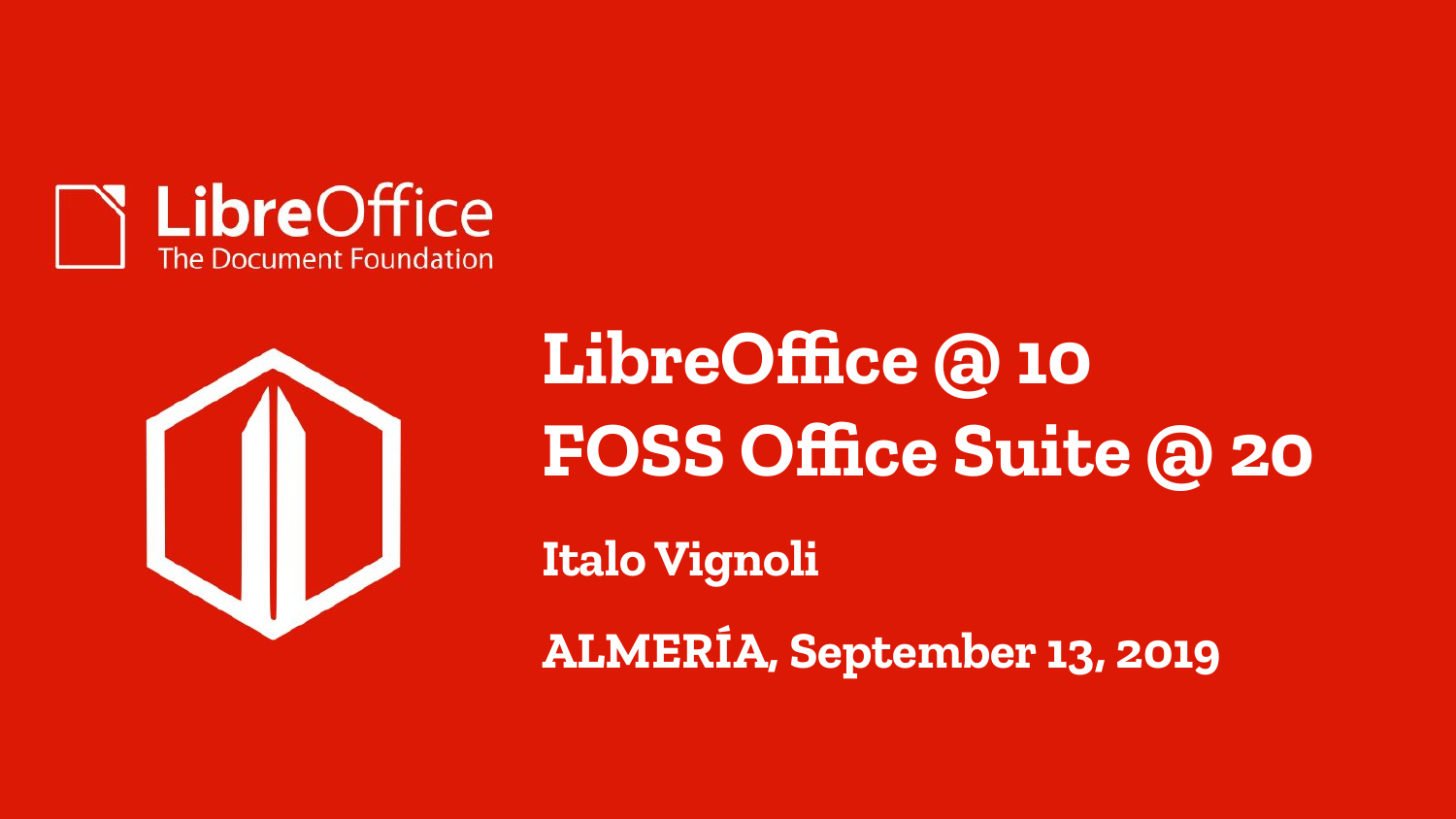LibreOffice
The Document Foundation

# LibreOffice @ 10
# FOSS Office Suite @ 20

**Italo Vignoli**

**ALMERÍA, September 13, 2019**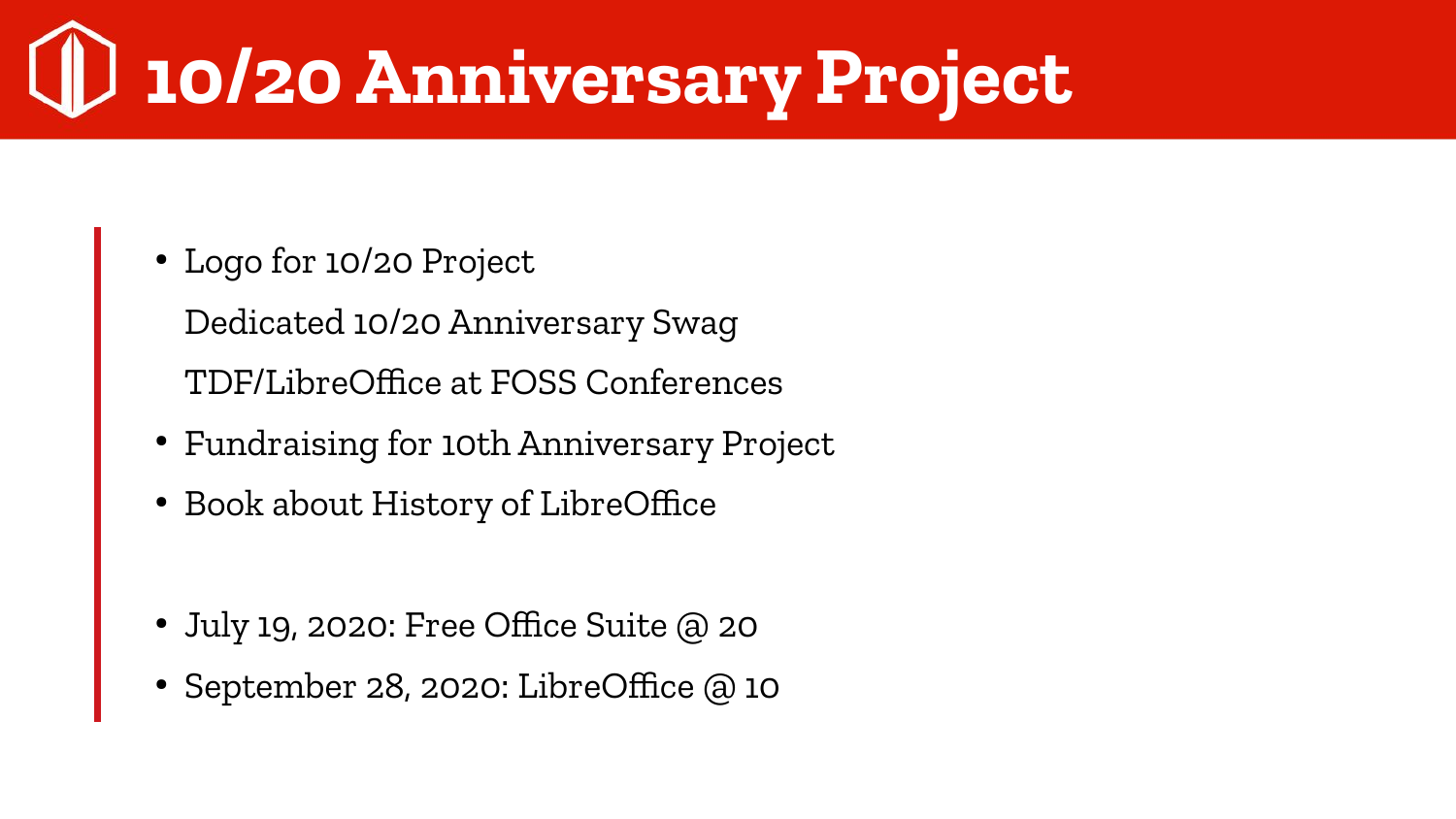# 10/20 Anniversary Project

- Logo for 10/20 Project

  Dedicated 10/20 Anniversary Swag

  TDF/LibreOffice at FOSS Conferences
- Fundraising for 10th Anniversary Project
- Book about History of LibreOffice

- July 19, 2020: Free Office Suite @ 20
- September 28, 2020: LibreOffice @ 10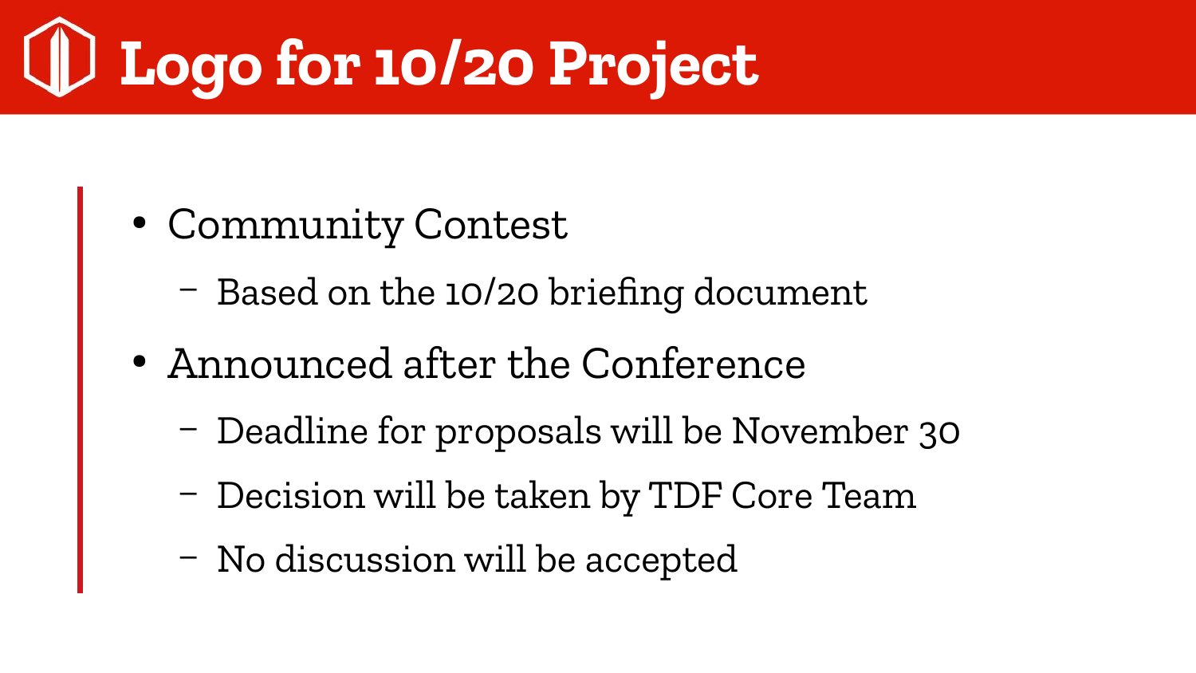# Logo for 10/20 Project

- Community Contest
  - Based on the 10/20 briefing document
- Announced after the Conference
  - Deadline for proposals will be November 30
  - Decision will be taken by TDF Core Team
  - No discussion will be accepted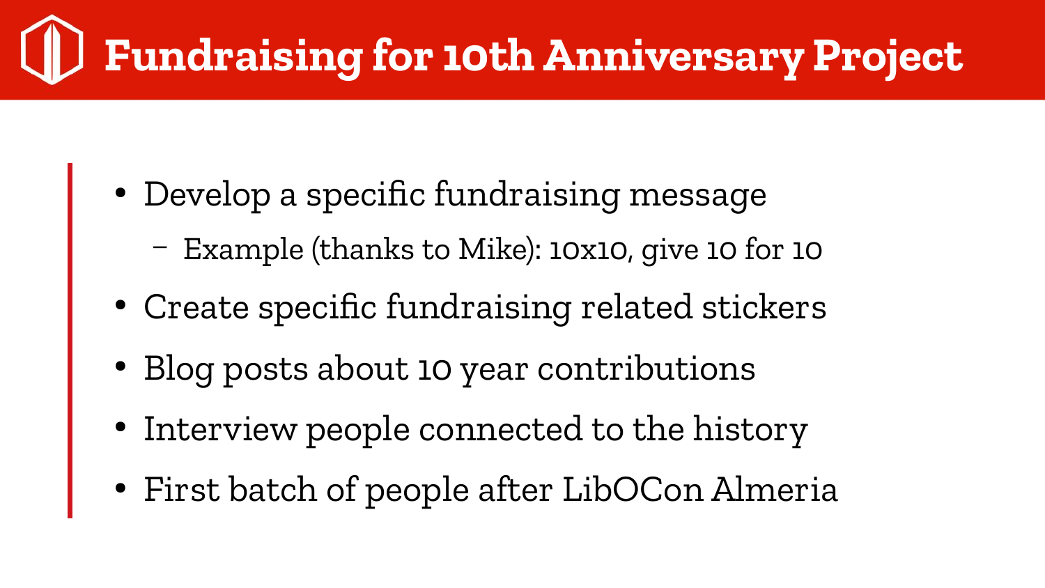# Fundraising for 10th Anniversary Project

- Develop a specific fundraising message
  - Example (thanks to Mike): 10x10, give 10 for 10
- Create specific fundraising related stickers
- Blog posts about 10 year contributions
- Interview people connected to the history
- First batch of people after LibOCon Almeria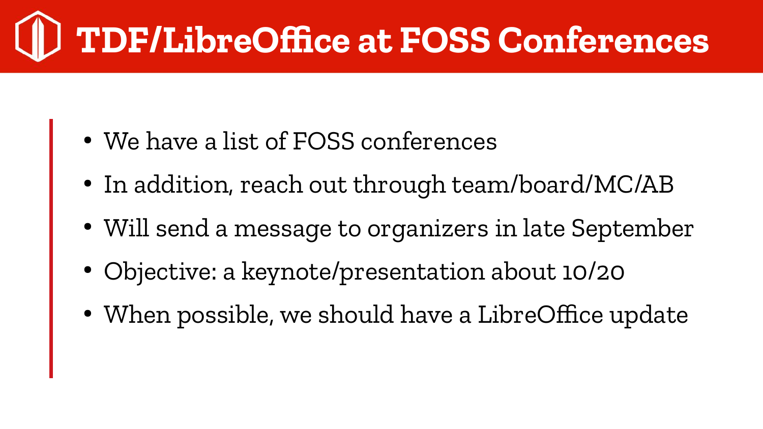# TDF/LibreOffice at FOSS Conferences

- We have a list of FOSS conferences
- In addition, reach out through team/board/MC/AB
- Will send a message to organizers in late September
- Objective: a keynote/presentation about 10/20
- When possible, we should have a LibreOffice update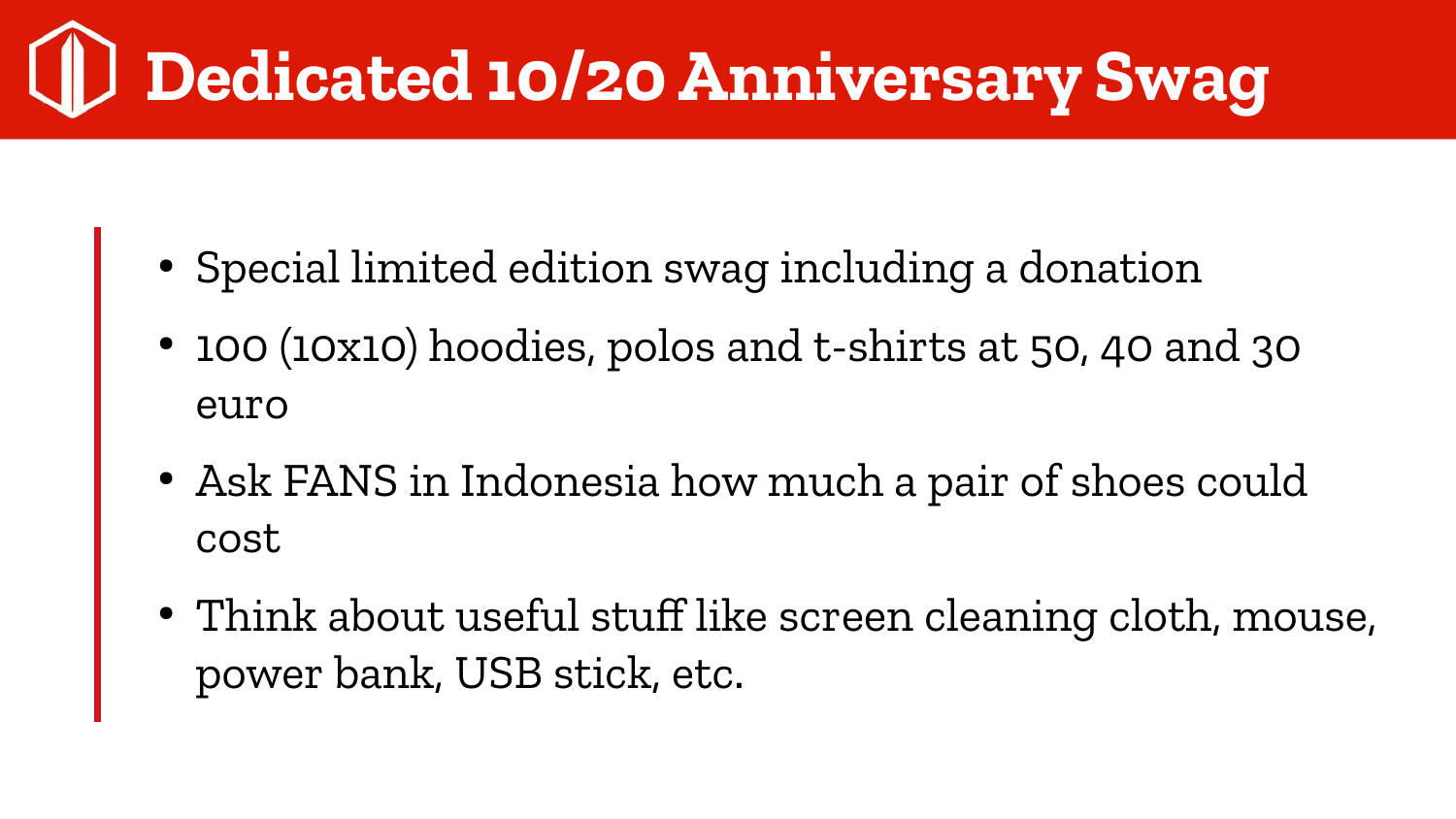# Dedicated 10/20 Anniversary Swag

- Special limited edition swag including a donation
- 100 (10x10) hoodies, polos and t-shirts at 50, 40 and 30 euro
- Ask FANS in Indonesia how much a pair of shoes could cost
- Think about useful stuff like screen cleaning cloth, mouse, power bank, USB stick, etc.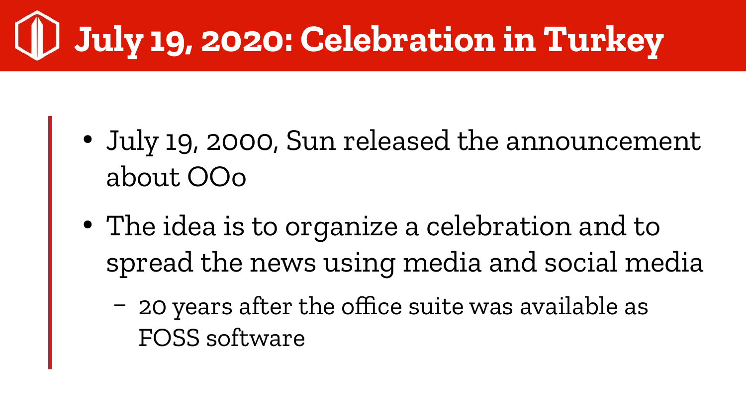# July 19, 2020: Celebration in Turkey

- July 19, 2000, Sun released the announcement about OOo
- The idea is to organize a celebration and to spread the news using media and social media
  - 20 years after the office suite was available as FOSS software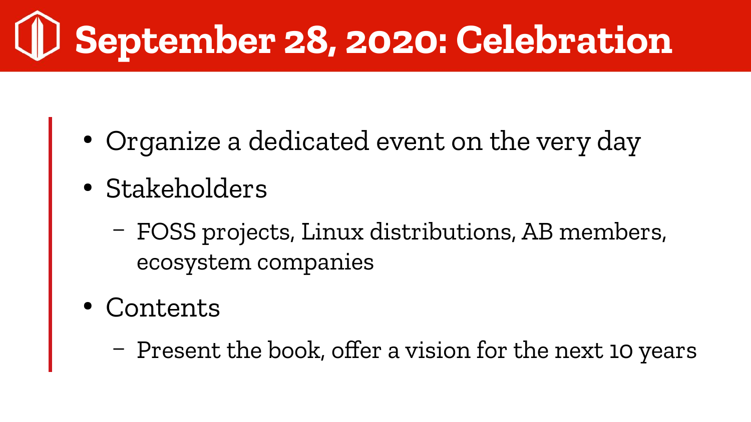# September 28, 2020: Celebration

- Organize a dedicated event on the very day
- Stakeholders
  - FOSS projects, Linux distributions, AB members, ecosystem companies
- Contents
  - Present the book, offer a vision for the next 10 years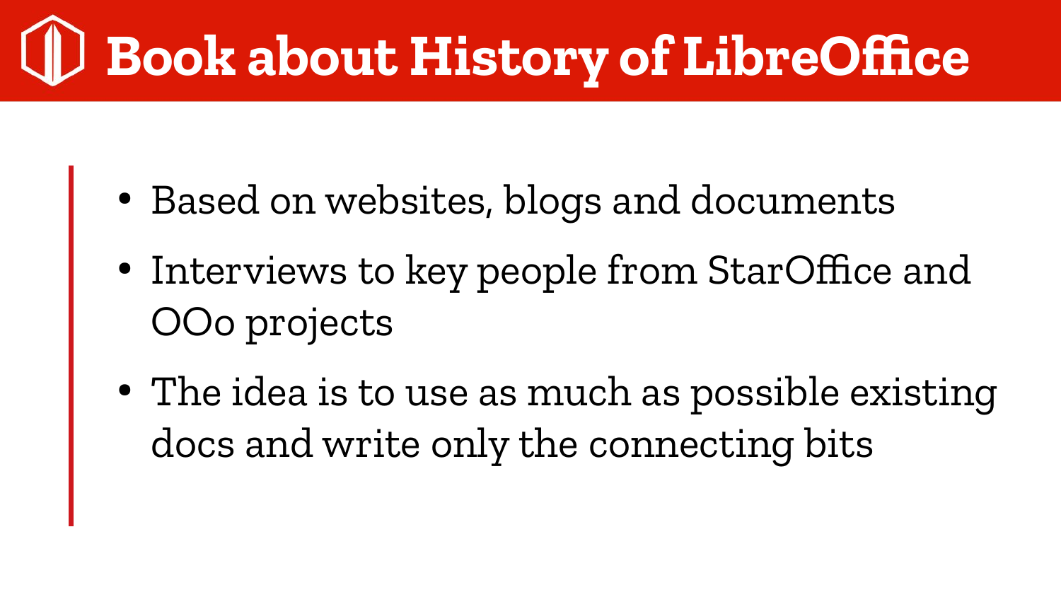# Book about History of LibreOffice

- Based on websites, blogs and documents
- Interviews to key people from StarOffice and OOo projects
- The idea is to use as much as possible existing docs and write only the connecting bits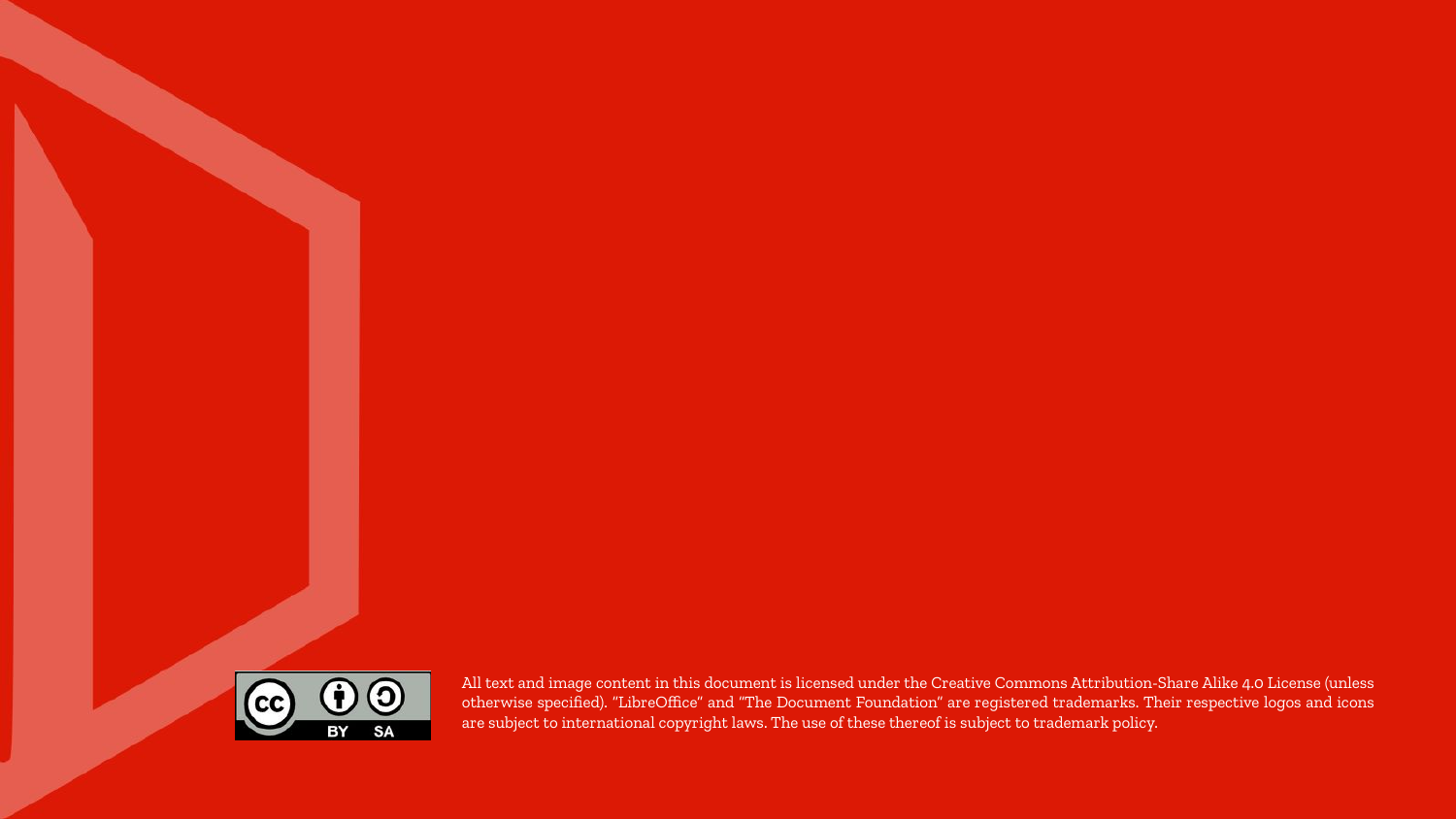All text and image content in this document is licensed under the Creative Commons Attribution-Share Alike 4.0 License (unless otherwise specified). "LibreOffice" and "The Document Foundation" are registered trademarks. Their respective logos and icons are subject to international copyright laws. The use of these thereof is subject to trademark policy.